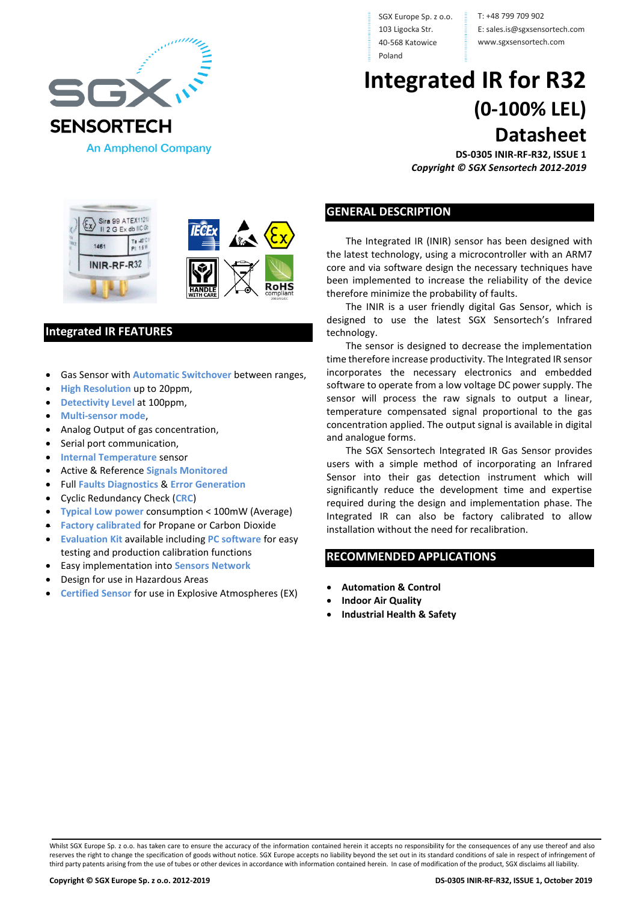SGX Europe Sp. z o.o.
103 Ligocka Str.
40-568 Katowice
Poland

T: +48 799 709 902
E: sales.is@sgxsensortech.com
www.sgxsensortech.com

# Integrated IR for R32 (0-100% LEL) Datasheet

**DS-0305 INIR-RF-R32, ISSUE 1**

***Copyright © SGX Sensortech 2012-2019***

## Integrated IR FEATURES

- Gas Sensor with **Automatic Switchover** between ranges,
- **High Resolution** up to 20ppm,
- **Detectivity Level** at 100ppm,
- **Multi-sensor mode**,
- Analog Output of gas concentration,
- Serial port communication,
- **Internal Temperature** sensor
- Active & Reference **Signals Monitored**
- Full **Faults Diagnostics** & **Error Generation**
- Cyclic Redundancy Check (**CRC**)
- **Typical Low power** consumption < 100mW (Average)
- **Factory calibrated** for Propane or Carbon Dioxide
- **Evaluation Kit** available including **PC software** for easy testing and production calibration functions
- Easy implementation into **Sensors Network**
- Design for use in Hazardous Areas
- **Certified Sensor** for use in Explosive Atmospheres (EX)

## GENERAL DESCRIPTION

The Integrated IR (INIR) sensor has been designed with the latest technology, using a microcontroller with an ARM7 core and via software design the necessary techniques have been implemented to increase the reliability of the device therefore minimize the probability of faults.

The INIR is a user friendly digital Gas Sensor, which is designed to use the latest SGX Sensortech's Infrared technology.

The sensor is designed to decrease the implementation time therefore increase productivity. The Integrated IR sensor incorporates the necessary electronics and embedded software to operate from a low voltage DC power supply. The sensor will process the raw signals to output a linear, temperature compensated signal proportional to the gas concentration applied. The output signal is available in digital and analogue forms.

The SGX Sensortech Integrated IR Gas Sensor provides users with a simple method of incorporating an Infrared Sensor into their gas detection instrument which will significantly reduce the development time and expertise required during the design and implementation phase. The Integrated IR can also be factory calibrated to allow installation without the need for recalibration.

## RECOMMENDED APPLICATIONS

- **Automation & Control**
- **Indoor Air Quality**
- **Industrial Health & Safety**

Whilst SGX Europe Sp. z o.o. has taken care to ensure the accuracy of the information contained herein it accepts no responsibility for the consequences of any use thereof and also reserves the right to change the specification of goods without notice. SGX Europe accepts no liability beyond the set out in its standard conditions of sale in respect of infringement of third party patents arising from the use of tubes or other devices in accordance with information contained herein. In case of modification of the product, SGX disclaims all liability.

**Copyright © SGX Europe Sp. z o.o. 2012-2019** **DS-0305 INIR-RF-R32, ISSUE 1, October 2019**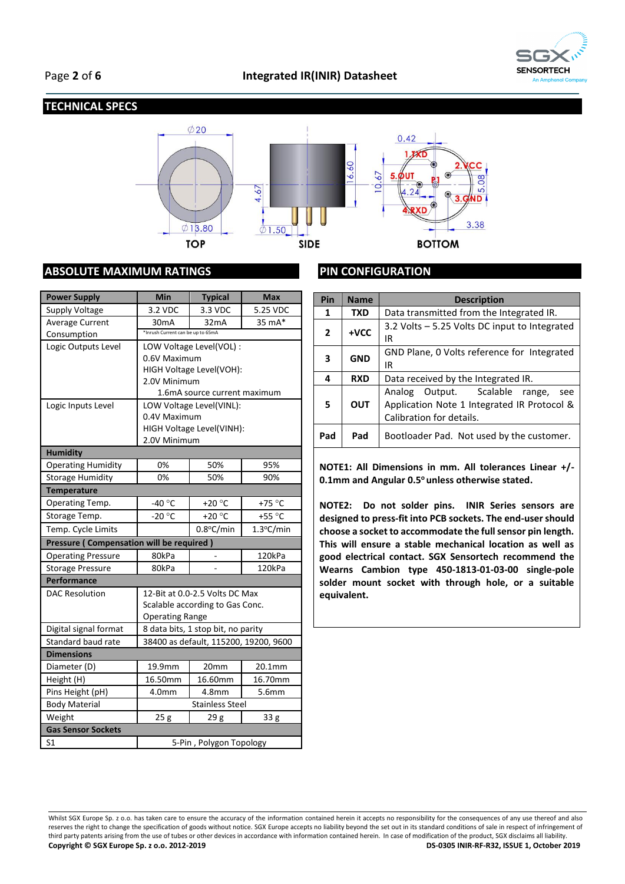## TECHNICAL SPECS

TOP — SIDE — BOTTOM

∅20, ∅13.80, 4.67, ∅1.50, 16.60, 0.42, 1.TXD, 2.VCC, 5.OUT, P1, 10.67, 4.24, 5.08, 3.GND, 4.RXD, 3.38

## ABSOLUTE MAXIMUM RATINGS

| Power Supply | Min | Typical | Max |
|---|---|---|---|
| Supply Voltage | 3.2 VDC | 3.3 VDC | 5.25 VDC |
| Average Current Consumption | 30mA | 32mA | 35 mA* |
| | *Inrush Current can be up to 65mA | | |
| Logic Outputs Level | LOW Voltage Level(VOL) : 0.6V Maximum HIGH Voltage Level(VOH): 2.0V Minimum 1.6mA source current maximum | | |
| Logic Inputs Level | LOW Voltage Level(VINL): 0.4V Maximum HIGH Voltage Level(VINH): 2.0V Minimum | | |
| **Humidity** | | | |
| Operating Humidity | 0% | 50% | 95% |
| Storage Humidity | 0% | 50% | 90% |
| **Temperature** | | | |
| Operating Temp. | -40 °C | +20 °C | +75 °C |
| Storage Temp. | -20 °C | +20 °C | +55 °C |
| Temp. Cycle Limits | | 0.8°C/min | 1.3°C/min |
| **Pressure ( Compensation will be required )** | | | |
| Operating Pressure | 80kPa | - | 120kPa |
| Storage Pressure | 80kPa | - | 120kPa |
| **Performance** | | | |
| DAC Resolution | 12-Bit at 0.0-2.5 Volts DC Max Scalable according to Gas Conc. Operating Range | | |
| Digital signal format | 8 data bits, 1 stop bit, no parity | | |
| Standard baud rate | 38400 as default, 115200, 19200, 9600 | | |
| **Dimensions** | | | |
| Diameter (D) | 19.9mm | 20mm | 20.1mm |
| Height (H) | 16.50mm | 16.60mm | 16.70mm |
| Pins Height (pH) | 4.0mm | 4.8mm | 5.6mm |
| Body Material | Stainless Steel | | |
| Weight | 25 g | 29 g | 33 g |
| **Gas Sensor Sockets** | | | |
| S1 | 5-Pin , Polygon Topology | | |

## PIN CONFIGURATION

| Pin | Name | Description |
|---|---|---|
| 1 | TXD | Data transmitted from the Integrated IR. |
| 2 | +VCC | 3.2 Volts – 5.25 Volts DC input to Integrated IR |
| 3 | GND | GND Plane, 0 Volts reference for Integrated IR |
| 4 | RXD | Data received by the Integrated IR. |
| 5 | OUT | Analog Output. Scalable range, see Application Note 1 Integrated IR Protocol & Calibration for details. |
| Pad | Pad | Bootloader Pad. Not used by the customer. |

**NOTE1: All Dimensions in mm. All tolerances Linear +/- 0.1mm and Angular 0.5° unless otherwise stated.**

**NOTE2: Do not solder pins. INIR Series sensors are designed to press-fit into PCB sockets. The end-user should choose a socket to accommodate the full sensor pin length. This will ensure a stable mechanical location as well as good electrical contact. SGX Sensortech recommend the Wearns Cambion type 450-1813-01-03-00 single-pole solder mount socket with through hole, or a suitable equivalent.**

Whilst SGX Europe Sp. z o.o. has taken care to ensure the accuracy of the information contained herein it accepts no responsibility for the consequences of any use thereof and also reserves the right to change the specification of goods without notice. SGX Europe accepts no liability beyond the set out in its standard conditions of sale in respect of infringement of third party patents arising from the use of tubes or other devices in accordance with information contained herein. In case of modification of the product, SGX disclaims all liability.

**Copyright © SGX Europe Sp. z o.o. 2012-2019** **DS-0305 INIR-RF-R32, ISSUE 1, October 2019**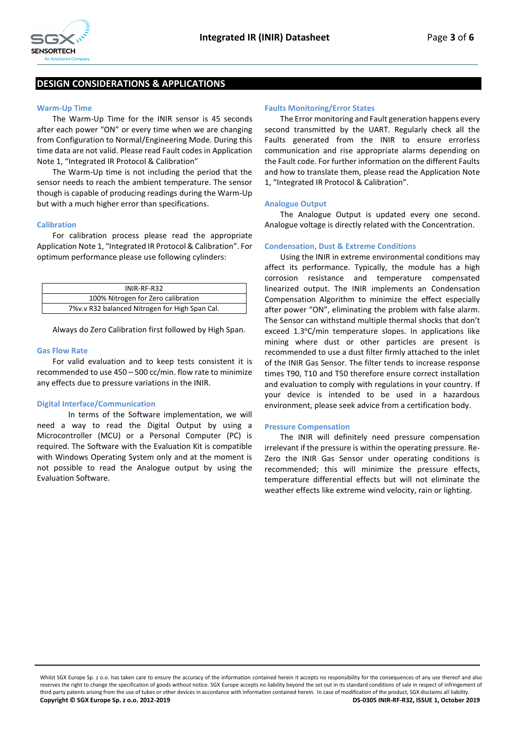## DESIGN CONSIDERATIONS & APPLICATIONS

### Warm-Up Time

The Warm-Up Time for the INIR sensor is 45 seconds after each power "ON" or every time when we are changing from Configuration to Normal/Engineering Mode. During this time data are not valid. Please read Fault codes in Application Note 1, "Integrated IR Protocol & Calibration"

The Warm-Up time is not including the period that the sensor needs to reach the ambient temperature. The sensor though is capable of producing readings during the Warm-Up but with a much higher error than specifications.

### Calibration

For calibration process please read the appropriate Application Note 1, "Integrated IR Protocol & Calibration". For optimum performance please use following cylinders:

| INIR-RF-R32 |
|---|
| 100% Nitrogen for Zero calibration |
| 7%v.v R32 balanced Nitrogen for High Span Cal. |

Always do Zero Calibration first followed by High Span.

### Gas Flow Rate

For valid evaluation and to keep tests consistent it is recommended to use 450 – 500 cc/min. flow rate to minimize any effects due to pressure variations in the INIR.

### Digital Interface/Communication

In terms of the Software implementation, we will need a way to read the Digital Output by using a Microcontroller (MCU) or a Personal Computer (PC) is required. The Software with the Evaluation Kit is compatible with Windows Operating System only and at the moment is not possible to read the Analogue output by using the Evaluation Software.

### Faults Monitoring/Error States

The Error monitoring and Fault generation happens every second transmitted by the UART. Regularly check all the Faults generated from the INIR to ensure errorless communication and rise appropriate alarms depending on the Fault code. For further information on the different Faults and how to translate them, please read the Application Note 1, "Integrated IR Protocol & Calibration".

### Analogue Output

The Analogue Output is updated every one second. Analogue voltage is directly related with the Concentration.

### Condensation, Dust & Extreme Conditions

Using the INIR in extreme environmental conditions may affect its performance. Typically, the module has a high corrosion resistance and temperature compensated linearized output. The INIR implements an Condensation Compensation Algorithm to minimize the effect especially after power "ON", eliminating the problem with false alarm. The Sensor can withstand multiple thermal shocks that don't exceed 1.3°C/min temperature slopes. In applications like mining where dust or other particles are present is recommended to use a dust filter firmly attached to the inlet of the INIR Gas Sensor. The filter tends to increase response times T90, T10 and T50 therefore ensure correct installation and evaluation to comply with regulations in your country. If your device is intended to be used in a hazardous environment, please seek advice from a certification body.

### Pressure Compensation

The INIR will definitely need pressure compensation irrelevant if the pressure is within the operating pressure. Re-Zero the INIR Gas Sensor under operating conditions is recommended; this will minimize the pressure effects, temperature differential effects but will not eliminate the weather effects like extreme wind velocity, rain or lighting.

Whilst SGX Europe Sp. z o.o. has taken care to ensure the accuracy of the information contained herein it accepts no responsibility for the consequences of any use thereof and also reserves the right to change the specification of goods without notice. SGX Europe accepts no liability beyond the set out in its standard conditions of sale in respect of infringement of third party patents arising from the use of tubes or other devices in accordance with information contained herein. In case of modification of the product, SGX disclaims all liability.

**Copyright © SGX Europe Sp. z o.o. 2012-2019** **DS-0305 INIR-RF-R32, ISSUE 1, October 2019**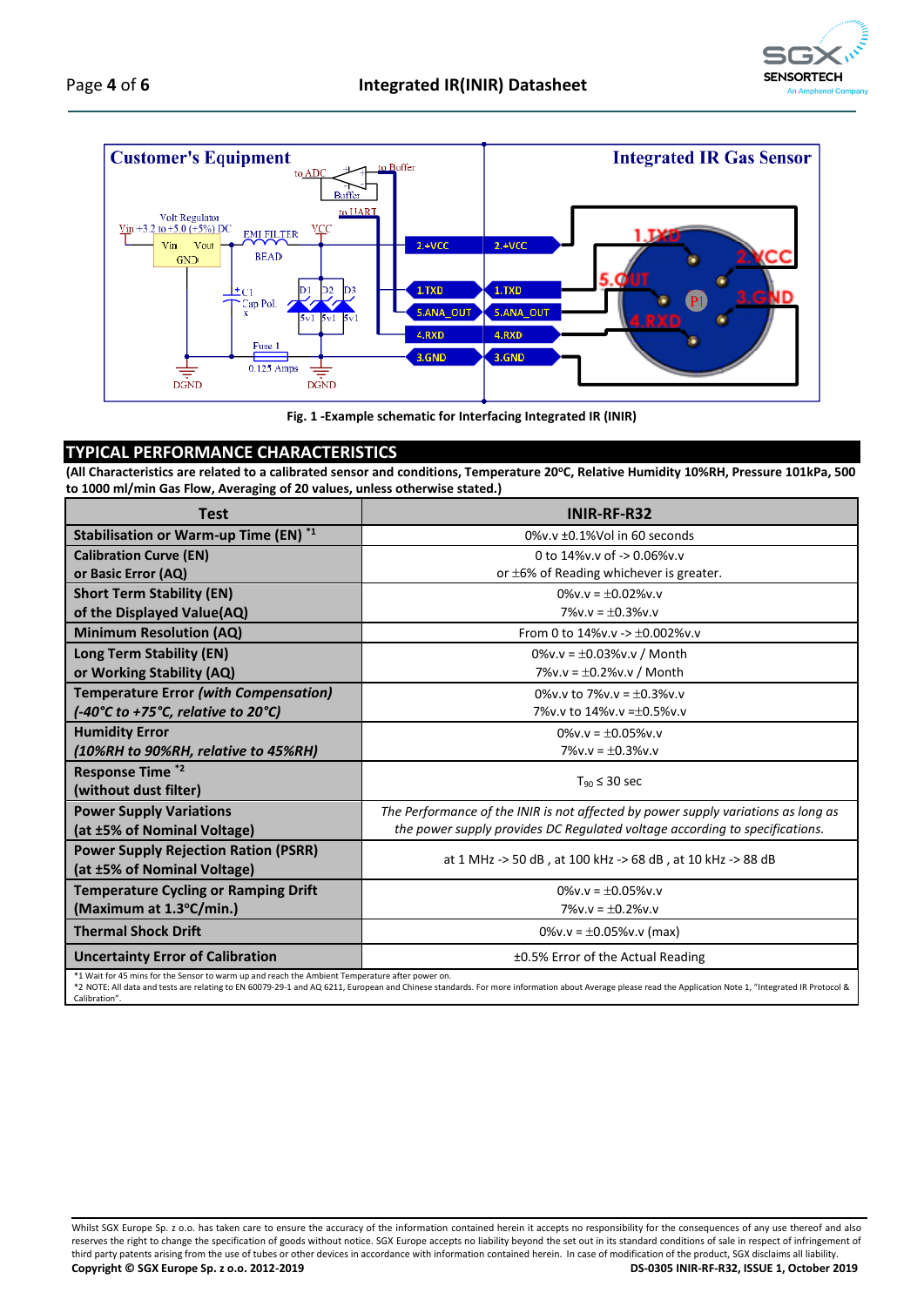Fig. 1 -Example schematic for Interfacing Integrated IR (INIR)

## TYPICAL PERFORMANCE CHARACTERISTICS

**(All Characteristics are related to a calibrated sensor and conditions, Temperature 20°C, Relative Humidity 10%RH, Pressure 101kPa, 500 to 1000 ml/min Gas Flow, Averaging of 20 values, unless otherwise stated.)**

| Test | INIR-RF-R32 |
|---|---|
| **Stabilisation or Warm-up Time (EN)** *1 | 0%v.v ±0.1%Vol in 60 seconds |
| **Calibration Curve (EN) or Basic Error (AQ)** | 0 to 14%v.v of -> 0.06%v.v or ±6% of Reading whichever is greater. |
| **Short Term Stability (EN) of the Displayed Value(AQ)** | 0%v.v = ±0.02%v.v<br>7%v.v = ±0.3%v.v |
| **Minimum Resolution (AQ)** | From 0 to 14%v.v -> ±0.002%v.v |
| **Long Term Stability (EN) or Working Stability (AQ)** | 0%v.v = ±0.03%v.v / Month<br>7%v.v = ±0.2%v.v / Month |
| **Temperature Error *(with Compensation)* *(-40°C to +75°C, relative to 20°C)*** | 0%v.v to 7%v.v = ±0.3%v.v<br>7%v.v to 14%v.v =±0.5%v.v |
| **Humidity Error *(10%RH to 90%RH, relative to 45%RH)*** | 0%v.v = ±0.05%v.v<br>7%v.v = ±0.3%v.v |
| **Response Time** *2 **(without dust filter)** | $T_{90} \leq 30$ sec |
| **Power Supply Variations (at ±5% of Nominal Voltage)** | *The Performance of the INIR is not affected by power supply variations as long as the power supply provides DC Regulated voltage according to specifications.* |
| **Power Supply Rejection Ration (PSRR) (at ±5% of Nominal Voltage)** | at 1 MHz -> 50 dB , at 100 kHz -> 68 dB , at 10 kHz -> 88 dB |
| **Temperature Cycling or Ramping Drift (Maximum at 1.3°C/min.)** | 0%v.v = ±0.05%v.v<br>7%v.v = ±0.2%v.v |
| **Thermal Shock Drift** | 0%v.v = ±0.05%v.v (max) |
| **Uncertainty Error of Calibration** | ±0.5% Error of the Actual Reading |

*1 Wait for 45 mins for the Sensor to warm up and reach the Ambient Temperature after power on.
*2 NOTE: All data and tests are relating to EN 60079-29-1 and AQ 6211, European and Chinese standards. For more information about Average please read the Application Note 1, "Integrated IR Protocol & Calibration".

Whilst SGX Europe Sp. z o.o. has taken care to ensure the accuracy of the information contained herein it accepts no responsibility for the consequences of any use thereof and also reserves the right to change the specification of goods without notice. SGX Europe accepts no liability beyond the set out in its standard conditions of sale in respect of infringement of third party patents arising from the use of tubes or other devices in accordance with information contained herein. In case of modification of the product, SGX disclaims all liability.

**Copyright © SGX Europe Sp. z o.o. 2012-2019** **DS-0305 INIR-RF-R32, ISSUE 1, October 2019**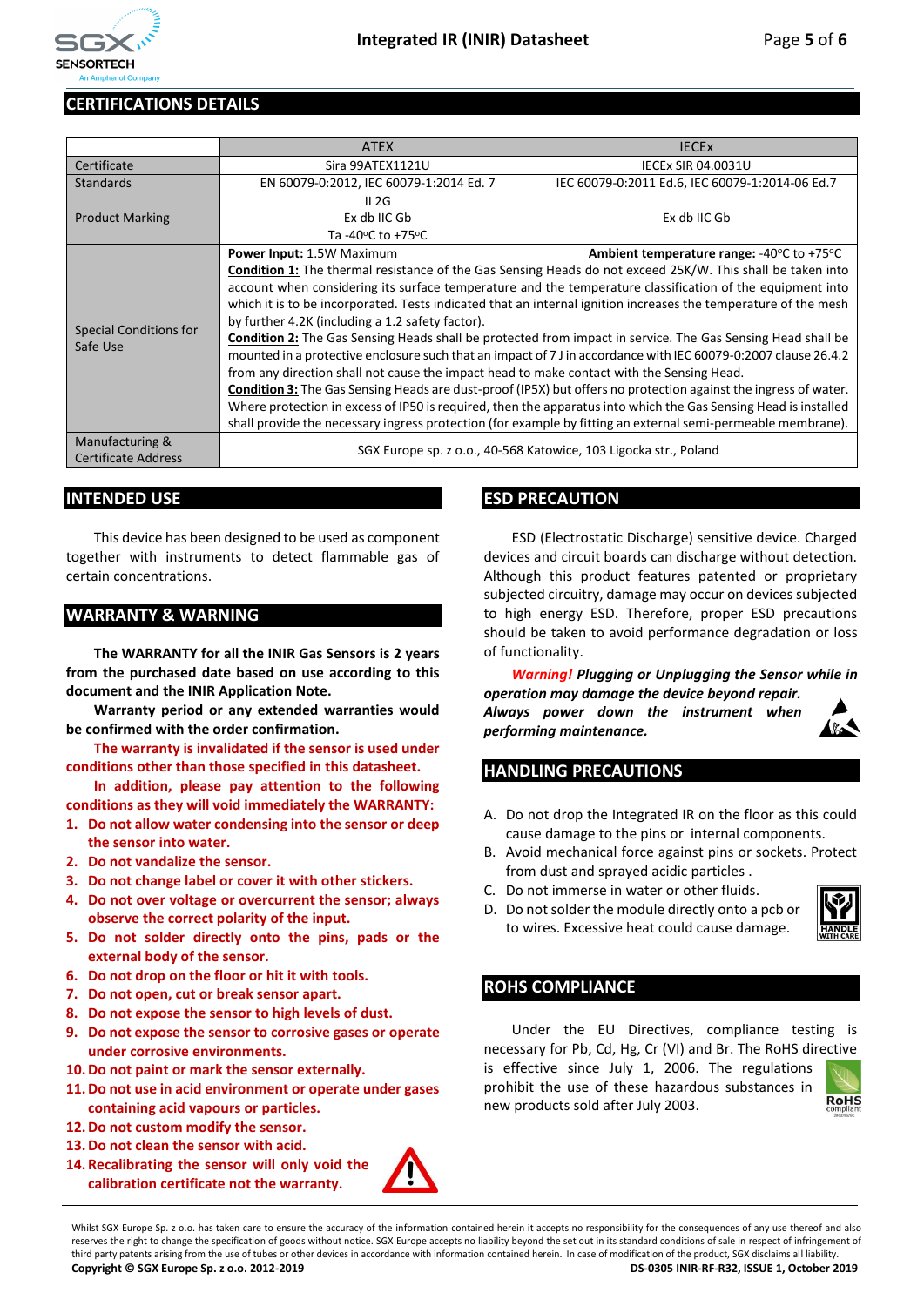## CERTIFICATIONS DETAILS

| | ATEX | IECEx |
|---|---|---|
| Certificate | Sira 99ATEX1121U | IECEx SIR 04.0031U |
| Standards | EN 60079-0:2012, IEC 60079-1:2014 Ed. 7 | IEC 60079-0:2011 Ed.6, IEC 60079-1:2014-06 Ed.7 |
| Product Marking | II 2G<br>Ex db IIC Gb<br>Ta -40ºC to +75ºC | Ex db IIC Gb |
| Special Conditions for Safe Use | **Power Input:** 1.5W Maximum **Ambient temperature range:** -40ºC to +75ºC<br>**Condition 1:** The thermal resistance of the Gas Sensing Heads do not exceed 25K/W. This shall be taken into account when considering its surface temperature and the temperature classification of the equipment into which it is to be incorporated. Tests indicated that an internal ignition increases the temperature of the mesh by further 4.2K (including a 1.2 safety factor).<br>**Condition 2:** The Gas Sensing Heads shall be protected from impact in service. The Gas Sensing Head shall be mounted in a protective enclosure such that an impact of 7 J in accordance with IEC 60079-0:2007 clause 26.4.2 from any direction shall not cause the impact head to make contact with the Sensing Head.<br>**Condition 3:** The Gas Sensing Heads are dust-proof (IP5X) but offers no protection against the ingress of water. Where protection in excess of IP50 is required, then the apparatus into which the Gas Sensing Head is installed shall provide the necessary ingress protection (for example by fitting an external semi-permeable membrane). | |
| Manufacturing & Certificate Address | SGX Europe sp. z o.o., 40-568 Katowice, 103 Ligocka str., Poland | |

## INTENDED USE

This device has been designed to be used as component together with instruments to detect flammable gas of certain concentrations.

## WARRANTY & WARNING

**The WARRANTY for all the INIR Gas Sensors is 2 years from the purchased date based on use according to this document and the INIR Application Note.**

**Warranty period or any extended warranties would be confirmed with the order confirmation.**

**The warranty is invalidated if the sensor is used under conditions other than those specified in this datasheet.**

**In addition, please pay attention to the following conditions as they will void immediately the WARRANTY:**

1. **Do not allow water condensing into the sensor or deep the sensor into water.**
2. **Do not vandalize the sensor.**
3. **Do not change label or cover it with other stickers.**
4. **Do not over voltage or overcurrent the sensor; always observe the correct polarity of the input.**
5. **Do not solder directly onto the pins, pads or the external body of the sensor.**
6. **Do not drop on the floor or hit it with tools.**
7. **Do not open, cut or break sensor apart.**
8. **Do not expose the sensor to high levels of dust.**
9. **Do not expose the sensor to corrosive gases or operate under corrosive environments.**
10. **Do not paint or mark the sensor externally.**
11. **Do not use in acid environment or operate under gases containing acid vapours or particles.**
12. **Do not custom modify the sensor.**
13. **Do not clean the sensor with acid.**
14. **Recalibrating the sensor will only void the calibration certificate not the warranty.**

## ESD PRECAUTION

ESD (Electrostatic Discharge) sensitive device. Charged devices and circuit boards can discharge without detection. Although this product features patented or proprietary subjected circuitry, damage may occur on devices subjected to high energy ESD. Therefore, proper ESD precautions should be taken to avoid performance degradation or loss of functionality.

***Warning! Plugging or Unplugging the Sensor while in operation may damage the device beyond repair. Always power down the instrument when performing maintenance.***

## HANDLING PRECAUTIONS

A. Do not drop the Integrated IR on the floor as this could cause damage to the pins or internal components.
B. Avoid mechanical force against pins or sockets. Protect from dust and sprayed acidic particles .
C. Do not immerse in water or other fluids.
D. Do not solder the module directly onto a pcb or to wires. Excessive heat could cause damage.

## ROHS COMPLIANCE

Under the EU Directives, compliance testing is necessary for Pb, Cd, Hg, Cr (VI) and Br. The RoHS directive is effective since July 1, 2006. The regulations prohibit the use of these hazardous substances in new products sold after July 2003.

Whilst SGX Europe Sp. z o.o. has taken care to ensure the accuracy of the information contained herein it accepts no responsibility for the consequences of any use thereof and also reserves the right to change the specification of goods without notice. SGX Europe accepts no liability beyond the set out in its standard conditions of sale in respect of infringement of third party patents arising from the use of tubes or other devices in accordance with information contained herein. In case of modification of the product, SGX disclaims all liability.

**Copyright © SGX Europe Sp. z o.o. 2012-2019** **DS-0305 INIR-RF-R32, ISSUE 1, October 2019**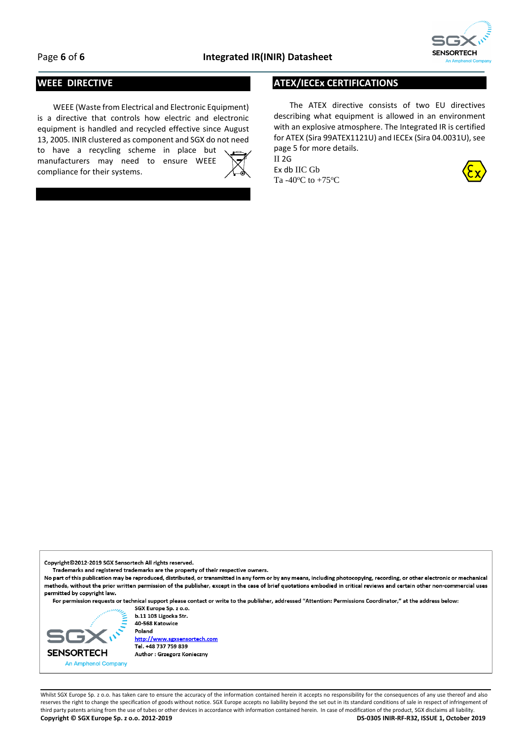## WEEE DIRECTIVE

WEEE (Waste from Electrical and Electronic Equipment) is a directive that controls how electric and electronic equipment is handled and recycled effective since August 13, 2005. INIR clustered as component and SGX do not need to have a recycling scheme in place but manufacturers may need to ensure WEEE compliance for their systems.

## ATEX/IECEx CERTIFICATIONS

The ATEX directive consists of two EU directives describing what equipment is allowed in an environment with an explosive atmosphere. The Integrated IR is certified for ATEX (Sira 99ATEX1121U) and IECEx (Sira 04.0031U), see page 5 for more details.

II 2G
Ex db IIC Gb
Ta -40°C to +75°C

**Copyright©2012-2019 SGX Sensortech All rights reserved.**

**Trademarks and registered trademarks are the property of their respective owners.**

**No part of this publication may be reproduced, distributed, or transmitted in any form or by any means, including photocopying, recording, or other electronic or mechanical methods, without the prior written permission of the publisher, except in the case of brief quotations embodied in critical reviews and certain other non-commercial uses permitted by copyright law.**

**For permission requests or technical support please contact or write to the publisher, addressed "Attention: Permissions Coordinator," at the address below:**

**SGX Europe Sp. z o.o.**
**b.11 103 Ligocka Str.**
**40-568 Katowice**
**Poland**
**http://www.sgxsensortech.com**
**Tel. +48 737 759 839**
**Author : Grzegorz Konieczny**

Whilst SGX Europe Sp. z o.o. has taken care to ensure the accuracy of the information contained herein it accepts no responsibility for the consequences of any use thereof and also reserves the right to change the specification of goods without notice. SGX Europe accepts no liability beyond the set out in its standard conditions of sale in respect of infringement of third party patents arising from the use of tubes or other devices in accordance with information contained herein. In case of modification of the product, SGX disclaims all liability.

**Copyright © SGX Europe Sp. z o.o. 2012-2019** **DS-0305 INIR-RF-R32, ISSUE 1, October 2019**